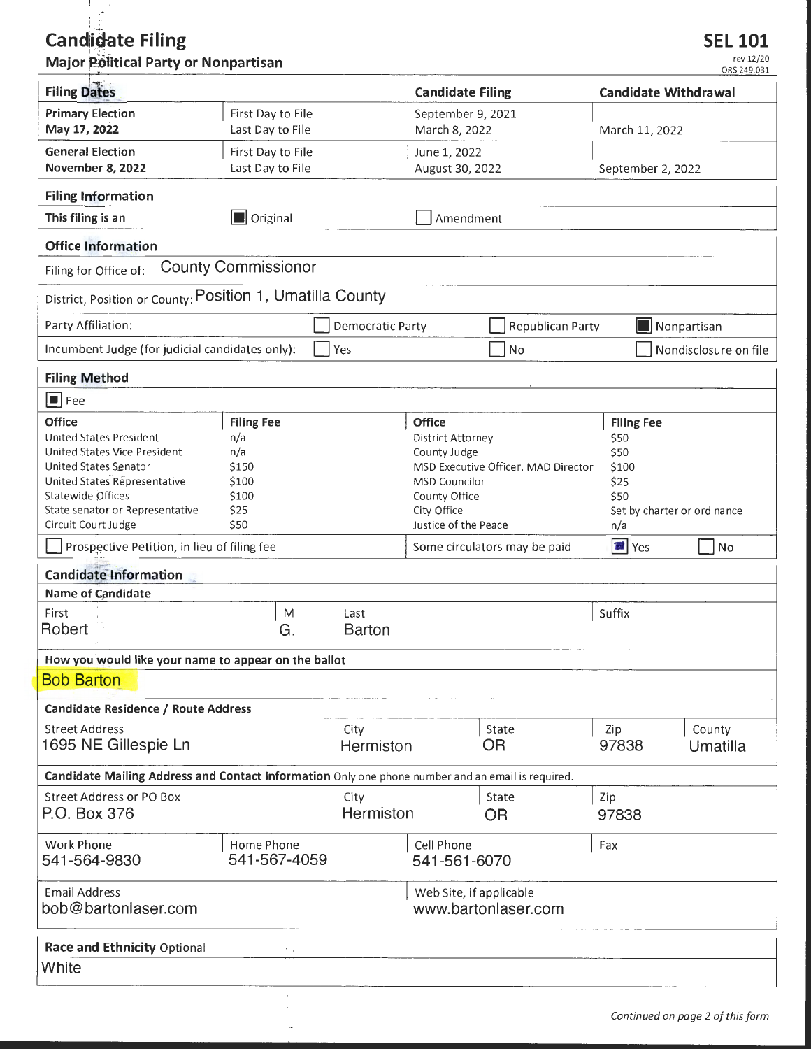# Candidate Filing

**Major Political Party or Nonpartisan**

**SEL 101**
rev 12/20
ORS 249.031

| **Filing Dates** | | **Candidate Filing** | **Candidate Withdrawal** |
|---|---|---|---|
| **Primary Election May 17, 2022** | First Day to File | September 9, 2021 | |
| | Last Day to File | March 8, 2022 | March 11, 2022 |
| **General Election November 8, 2022** | First Day to File | June 1, 2022 | |
| | Last Day to File | August 30, 2022 | September 2, 2022 |

## Filing Information

This filing is an ☒ Original ☐ Amendment

## Office Information

Filing for Office of: County Commissionor

District, Position or County: Position 1, Umatilla County

Party Affiliation: ☐ Democratic Party ☐ Republican Party ☒ Nonpartisan

Incumbent Judge (for judicial candidates only): ☐ Yes ☐ No ☐ Nondisclosure on file

## Filing Method

☒ Fee

| Office | Filing Fee | Office | Filing Fee |
|---|---|---|---|
| United States President | n/a | District Attorney | $50 |
| United States Vice President | n/a | County Judge | $50 |
| United States Senator | $150 | MSD Executive Officer, MAD Director | $100 |
| United States Representative | $100 | MSD Councilor | $25 |
| Statewide Offices | $100 | County Office | $50 |
| State senator or Representative | $25 | City Office | Set by charter or ordinance |
| Circuit Court Judge | $50 | Justice of the Peace | n/a |

☐ Prospective Petition, in lieu of filing fee

Some circulators may be paid ☒ Yes ☐ No

## Candidate Information

**Name of Candidate**

| First | MI | Last | Suffix |
|---|---|---|---|
| Robert | G. | Barton | |

**How you would like your name to appear on the ballot**

Bob Barton

**Candidate Residence / Route Address**

| Street Address | City | State | Zip | County |
|---|---|---|---|---|
| 1695 NE Gillespie Ln | Hermiston | OR | 97838 | Umatilla |

**Candidate Mailing Address and Contact Information** Only one phone number and an email is required.

| Street Address or PO Box | City | State | Zip |
|---|---|---|---|
| P.O. Box 376 | Hermiston | OR | 97838 |

| Work Phone | Home Phone | Cell Phone | Fax |
|---|---|---|---|
| 541-564-9830 | 541-567-4059 | 541-561-6070 | |

| Email Address | Web Site, if applicable |
|---|---|
| bob@bartonlaser.com | www.bartonlaser.com |

**Race and Ethnicity** Optional

White

*Continued on page 2 of this form*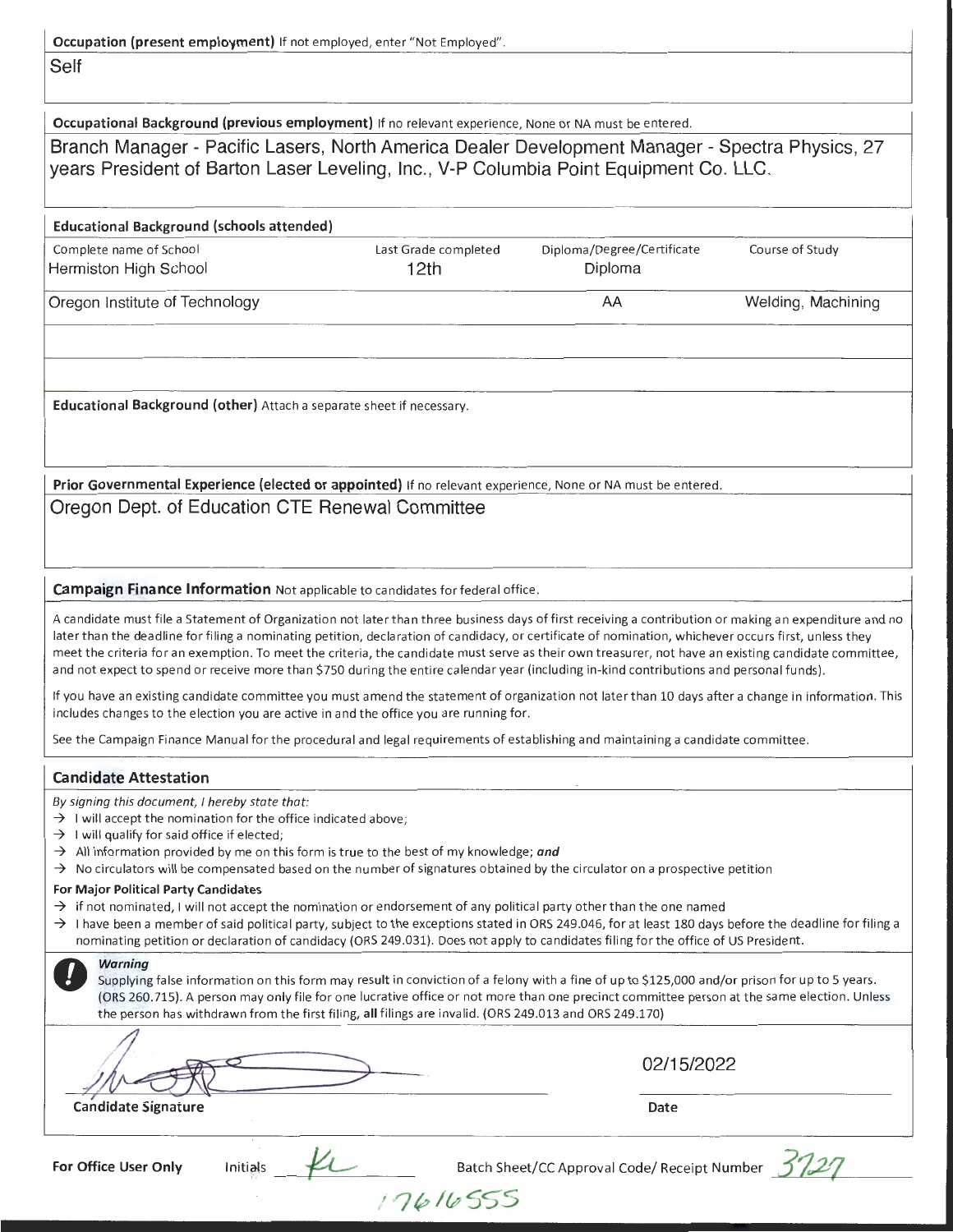**Occupation (present employment)** If not employed, enter "Not Employed".

Self

**Occupational Background (previous employment)** If no relevant experience, None or NA must be entered.

Branch Manager - Pacific Lasers, North America Dealer Development Manager - Spectra Physics, 27 years President of Barton Laser Leveling, Inc., V-P Columbia Point Equipment Co. LLC.

**Educational Background (schools attended)**

| Complete name of School | Last Grade completed | Diploma/Degree/Certificate | Course of Study |
|---|---|---|---|
| Hermiston High School | 12th | Diploma | |
| Oregon Institute of Technology | | AA | Welding, Machining |
| | | | |
| | | | |

**Educational Background (other)** Attach a separate sheet if necessary.

**Prior Governmental Experience (elected or appointed)** If no relevant experience, None or NA must be entered.

Oregon Dept. of Education CTE Renewal Committee

**Campaign Finance Information** Not applicable to candidates for federal office.

A candidate must file a Statement of Organization not later than three business days of first receiving a contribution or making an expenditure and no later than the deadline for filing a nominating petition, declaration of candidacy, or certificate of nomination, whichever occurs first, unless they meet the criteria for an exemption. To meet the criteria, the candidate must serve as their own treasurer, not have an existing candidate committee, and not expect to spend or receive more than $750 during the entire calendar year (including in-kind contributions and personal funds).

If you have an existing candidate committee you must amend the statement of organization not later than 10 days after a change in information. This includes changes to the election you are active in and the office you are running for.

See the Campaign Finance Manual for the procedural and legal requirements of establishing and maintaining a candidate committee.

## Candidate Attestation

*By signing this document, I hereby state that:*

- → I will accept the nomination for the office indicated above;
- → I will qualify for said office if elected;
- → All information provided by me on this form is true to the best of my knowledge; ***and***
- → No circulators will be compensated based on the number of signatures obtained by the circulator on a prospective petition

**For Major Political Party Candidates**

- → if not nominated, I will not accept the nomination or endorsement of any political party other than the one named
- → I have been a member of said political party, subject to the exceptions stated in ORS 249.046, for at least 180 days before the deadline for filing a nominating petition or declaration of candidacy (ORS 249.031). Does not apply to candidates filing for the office of US President.

***Warning***

Supplying false information on this form may result in conviction of a felony with a fine of up to $125,000 and/or prison for up to 5 years. (ORS 260.715). A person may only file for one lucrative office or not more than one precinct committee person at the same election. Unless the person has withdrawn from the first filing, **all** filings are invalid. (ORS 249.013 and ORS 249.170)

Candidate Signature: [signature]

Date: 02/15/2022

**For Office User Only** Initials KL Batch Sheet/CC Approval Code/ Receipt Number 3727

17616555